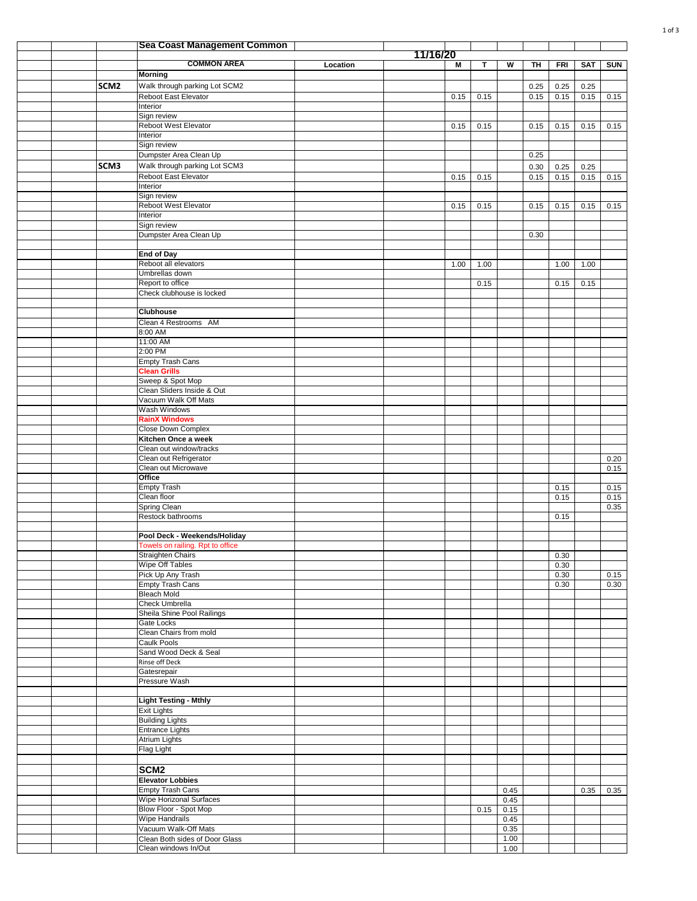# Sea Coast Management Common

11/16/20

| | COMMON AREA | Location | | M | T | W | TH | FRI | SAT | SUN |
|---|---|---|---|---|---|---|---|---|---|---|
| | **Morning** | | | | | | | | | |
| SCM2 | Walk through parking Lot SCM2 | | | | | | 0.25 | 0.25 | 0.25 | |
| | Reboot East Elevator | | | 0.15 | 0.15 | | 0.15 | 0.15 | 0.15 | 0.15 |
| | Interior | | | | | | | | | |
| | Sign review | | | | | | | | | |
| | Reboot West Elevator | | | 0.15 | 0.15 | | 0.15 | 0.15 | 0.15 | 0.15 |
| | Interior | | | | | | | | | |
| | Sign review | | | | | | | | | |
| | Dumpster Area Clean Up | | | | | | 0.25 | | | |
| SCM3 | Walk through parking Lot SCM3 | | | | | | 0.30 | 0.25 | 0.25 | |
| | Reboot East Elevator | | | 0.15 | 0.15 | | 0.15 | 0.15 | 0.15 | 0.15 |
| | Interior | | | | | | | | | |
| | Sign review | | | | | | | | | |
| | Reboot West Elevator | | | 0.15 | 0.15 | | 0.15 | 0.15 | 0.15 | 0.15 |
| | Interior | | | | | | | | | |
| | Sign review | | | | | | | | | |
| | Dumpster Area Clean Up | | | | | | 0.30 | | | |
| | | | | | | | | | | |
| | **End of Day** | | | | | | | | | |
| | Reboot all elevators | | | 1.00 | 1.00 | | | 1.00 | 1.00 | |
| | Umbrellas down | | | | | | | | | |
| | Report to office | | | | 0.15 | | | 0.15 | 0.15 | |
| | Check clubhouse is locked | | | | | | | | | |
| | | | | | | | | | | |
| | **Clubhouse** | | | | | | | | | |
| | Clean 4 Restrooms AM | | | | | | | | | |
| | 8:00 AM | | | | | | | | | |
| | 11:00 AM | | | | | | | | | |
| | 2:00 PM | | | | | | | | | |
| | Empty Trash Cans | | | | | | | | | |
| | **Clean Grills** | | | | | | | | | |
| | Sweep & Spot Mop | | | | | | | | | |
| | Clean Sliders Inside & Out | | | | | | | | | |
| | Vacuum Walk Off Mats | | | | | | | | | |
| | Wash Windows | | | | | | | | | |
| | **RainX Windows** | | | | | | | | | |
| | Close Down Complex | | | | | | | | | |
| | **Kitchen Once a week** | | | | | | | | | |
| | Clean out window/tracks | | | | | | | | | |
| | Clean out Refrigerator | | | | | | | | | 0.20 |
| | Clean out Microwave | | | | | | | | | 0.15 |
| | **Office** | | | | | | | | | |
| | Empty Trash | | | | | | | 0.15 | | 0.15 |
| | Clean floor | | | | | | | 0.15 | | 0.15 |
| | Spring Clean | | | | | | | | | 0.35 |
| | Restock bathrooms | | | | | | | 0.15 | | |
| | | | | | | | | | | |
| | **Pool Deck - Weekends/Holiday** | | | | | | | | | |
| | Towels on railing. Rpt to office | | | | | | | | | |
| | Straighten Chairs | | | | | | | 0.30 | | |
| | Wipe Off Tables | | | | | | | 0.30 | | |
| | Pick Up Any Trash | | | | | | | 0.30 | | 0.15 |
| | Empty Trash Cans | | | | | | | 0.30 | | 0.30 |
| | Bleach Mold | | | | | | | | | |
| | Check Umbrella | | | | | | | | | |
| | Sheila Shine Pool Railings | | | | | | | | | |
| | Gate Locks | | | | | | | | | |
| | Clean Chairs from mold | | | | | | | | | |
| | Caulk Pools | | | | | | | | | |
| | Sand Wood Deck & Seal | | | | | | | | | |
| | Rinse off Deck | | | | | | | | | |
| | Gatesrepair | | | | | | | | | |
| | Pressure Wash | | | | | | | | | |
| | | | | | | | | | | |
| | **Light Testing - Mthly** | | | | | | | | | |
| | Exit Lights | | | | | | | | | |
| | Building Lights | | | | | | | | | |
| | Entrance Lights | | | | | | | | | |
| | Atrium Lights | | | | | | | | | |
| | Flag Light | | | | | | | | | |
| | | | | | | | | | | |
| | **SCM2** | | | | | | | | | |
| | **Elevator Lobbies** | | | | | | | | | |
| | Empty Trash Cans | | | | | 0.45 | | | 0.35 | 0.35 |
| | Wipe Horizonal Surfaces | | | | | 0.45 | | | | |
| | Blow Floor - Spot Mop | | | | 0.15 | 0.15 | | | | |
| | Wipe Handrails | | | | | 0.45 | | | | |
| | Vacuum Walk-Off Mats | | | | | 0.35 | | | | |
| | Clean Both sides of Door Glass | | | | | 1.00 | | | | |
| | Clean windows In/Out | | | | | 1.00 | | | | |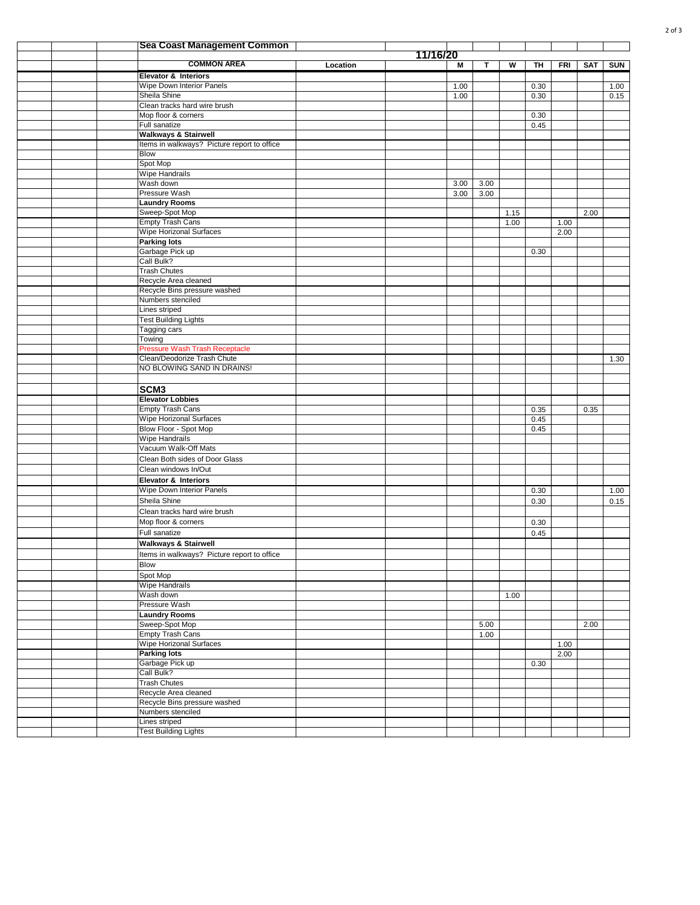## Sea Coast Management Common

| COMMON AREA | Location | 11/16/20 | M | T | W | TH | FRI | SAT | SUN |
|---|---|---|---|---|---|---|---|---|---|
| **Elevator & Interiors** | | | | | | | | | |
| Wipe Down Interior Panels | | | 1.00 | | | 0.30 | | | 1.00 |
| Sheila Shine | | | 1.00 | | | 0.30 | | | 0.15 |
| Clean tracks hard wire brush | | | | | | | | | |
| Mop floor & corners | | | | | | 0.30 | | | |
| Full sanatize | | | | | | 0.45 | | | |
| **Walkways & Stairwell** | | | | | | | | | |
| Items in walkways? Picture report to office | | | | | | | | | |
| Blow | | | | | | | | | |
| Spot Mop | | | | | | | | | |
| Wipe Handrails | | | | | | | | | |
| Wash down | | | 3.00 | 3.00 | | | | | |
| Pressure Wash | | | 3.00 | 3.00 | | | | | |
| **Laundry Rooms** | | | | | | | | | |
| Sweep-Spot Mop | | | | | 1.15 | | | 2.00 | |
| Empty Trash Cans | | | | | 1.00 | | 1.00 | | |
| Wipe Horizonal Surfaces | | | | | | | 2.00 | | |
| **Parking lots** | | | | | | | | | |
| Garbage Pick up | | | | | | 0.30 | | | |
| Call Bulk? | | | | | | | | | |
| Trash Chutes | | | | | | | | | |
| Recycle Area cleaned | | | | | | | | | |
| Recycle Bins pressure washed | | | | | | | | | |
| Numbers stenciled | | | | | | | | | |
| Lines striped | | | | | | | | | |
| Test Building Lights | | | | | | | | | |
| Tagging cars | | | | | | | | | |
| Towing | | | | | | | | | |
| Pressure Wash Trash Receptacle | | | | | | | | | |
| Clean/Deodorize Trash Chute | | | | | | | | | 1.30 |
| NO BLOWING SAND IN DRAINS! | | | | | | | | | |
| | | | | | | | | | |
| **SCM3** | | | | | | | | | |
| **Elevator Lobbies** | | | | | | | | | |
| Empty Trash Cans | | | | | | 0.35 | | 0.35 | |
| Wipe Horizonal Surfaces | | | | | | 0.45 | | | |
| Blow Floor - Spot Mop | | | | | | 0.45 | | | |
| Wipe Handrails | | | | | | | | | |
| Vacuum Walk-Off Mats | | | | | | | | | |
| Clean Both sides of Door Glass | | | | | | | | | |
| Clean windows In/Out | | | | | | | | | |
| **Elevator & Interiors** | | | | | | | | | |
| Wipe Down Interior Panels | | | | | | 0.30 | | | 1.00 |
| Sheila Shine | | | | | | 0.30 | | | 0.15 |
| Clean tracks hard wire brush | | | | | | | | | |
| Mop floor & corners | | | | | | 0.30 | | | |
| Full sanatize | | | | | | 0.45 | | | |
| **Walkways & Stairwell** | | | | | | | | | |
| Items in walkways? Picture report to office | | | | | | | | | |
| Blow | | | | | | | | | |
| Spot Mop | | | | | | | | | |
| Wipe Handrails | | | | | | | | | |
| Wash down | | | | | 1.00 | | | | |
| Pressure Wash | | | | | | | | | |
| **Laundry Rooms** | | | | | | | | | |
| Sweep-Spot Mop | | | | 5.00 | | | | 2.00 | |
| Empty Trash Cans | | | | 1.00 | | | | | |
| Wipe Horizonal Surfaces | | | | | | | 1.00 | | |
| **Parking lots** | | | | | | | 2.00 | | |
| Garbage Pick up | | | | | | 0.30 | | | |
| Call Bulk? | | | | | | | | | |
| Trash Chutes | | | | | | | | | |
| Recycle Area cleaned | | | | | | | | | |
| Recycle Bins pressure washed | | | | | | | | | |
| Numbers stenciled | | | | | | | | | |
| Lines striped | | | | | | | | | |
| Test Building Lights | | | | | | | | | |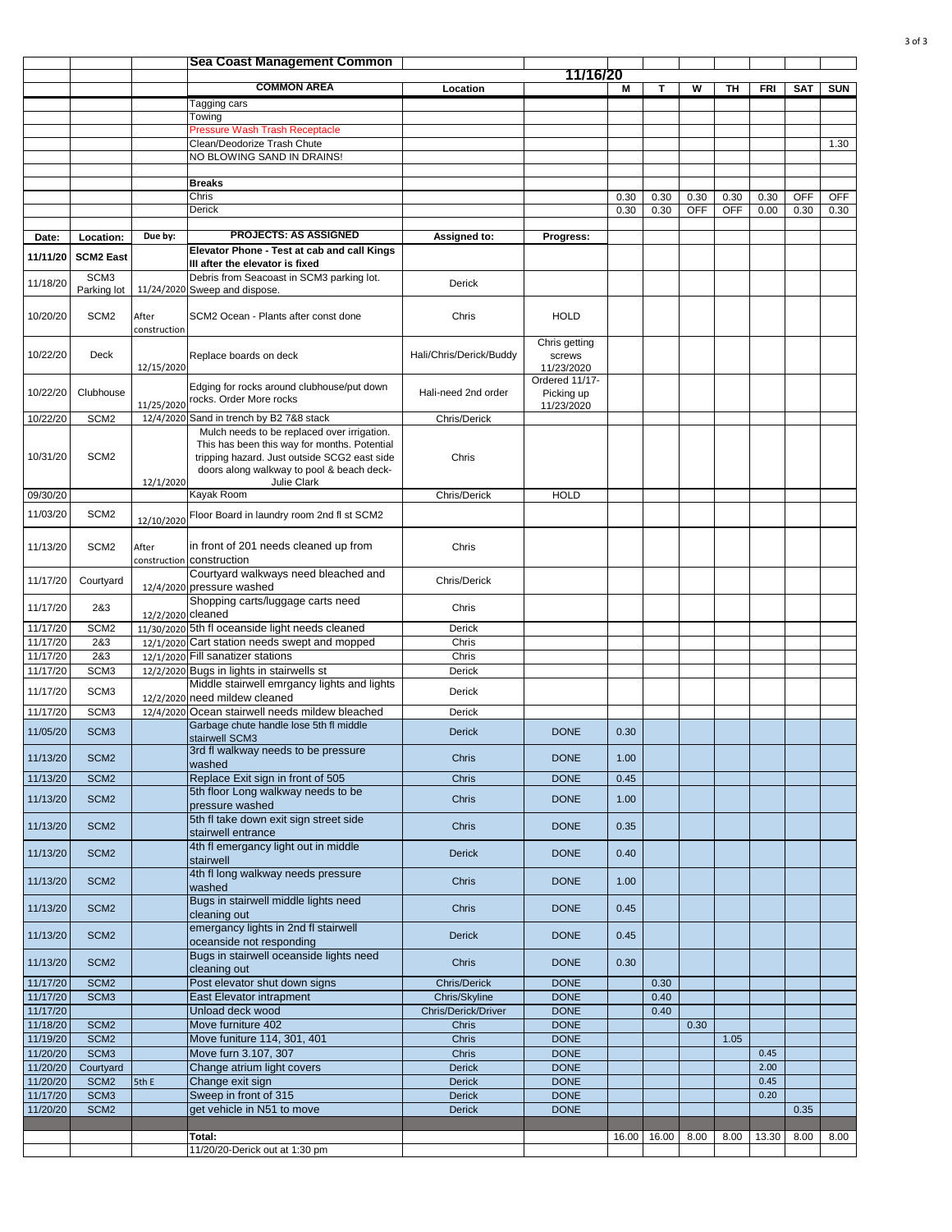| | | | Sea Coast Management Common | | 11/16/20 | | | | | | | |
|---|---|---|---|---|---|---|---|---|---|---|---|---|
| | | | **COMMON AREA** | **Location** | | **M** | **T** | **W** | **TH** | **FRI** | **SAT** | **SUN** |
| | | | Tagging cars | | | | | | | | | |
| | | | Towing | | | | | | | | | |
| | | | Pressure Wash Trash Receptacle | | | | | | | | | |
| | | | Clean/Deodorize Trash Chute | | | | | | | | | 1.30 |
| | | | NO BLOWING SAND IN DRAINS! | | | | | | | | | |
| | | | | | | | | | | | | |
| | | | **Breaks** | | | | | | | | | |
| | | | Chris | | | 0.30 | 0.30 | 0.30 | 0.30 | 0.30 | OFF | OFF |
| | | | Derick | | | 0.30 | 0.30 | OFF | OFF | 0.00 | 0.30 | 0.30 |
| | | | | | | | | | | | | |
| **Date:** | **Location:** | **Due by:** | **PROJECTS: AS ASSIGNED** | **Assigned to:** | **Progress:** | | | | | | | |
| **11/11/20** | **SCM2 East** | | **Elevator Phone - Test at cab and call Kings III after the elevator is fixed** | | | | | | | | | |
| 11/18/20 | SCM3 Parking lot | 11/24/2020 | Debris from Seacoast in SCM3 parking lot. Sweep and dispose. | Derick | | | | | | | | |
| 10/20/20 | SCM2 | After construction | SCM2 Ocean - Plants after const done | Chris | HOLD | | | | | | | |
| 10/22/20 | Deck | 12/15/2020 | Replace boards on deck | Hali/Chris/Derick/Buddy | Chris getting screws 11/23/2020 | | | | | | | |
| 10/22/20 | Clubhouse | 11/25/2020 | Edging for rocks around clubhouse/put down rocks. Order More rocks | Hali-need 2nd order | Ordered 11/17-Picking up 11/23/2020 | | | | | | | |
| 10/22/20 | SCM2 | 12/4/2020 | Sand in trench by B2 7&8 stack | Chris/Derick | | | | | | | | |
| 10/31/20 | SCM2 | 12/1/2020 | Mulch needs to be replaced over irrigation. This has been this way for months. Potential tripping hazard. Just outside SCG2 east side doors along walkway to pool & beach deck- Julie Clark | Chris | | | | | | | | |
| 09/30/20 | | | Kayak Room | Chris/Derick | HOLD | | | | | | | |
| 11/03/20 | SCM2 | 12/10/2020 | Floor Board in laundry room 2nd fl st SCM2 | | | | | | | | | |
| 11/13/20 | SCM2 | After construction | in front of 201 needs cleaned up from construction | Chris | | | | | | | | |
| 11/17/20 | Courtyard | 12/4/2020 | Courtyard walkways need bleached and pressure washed | Chris/Derick | | | | | | | | |
| 11/17/20 | 2&3 | 12/2/2020 | Shopping carts/luggage carts need cleaned | Chris | | | | | | | | |
| 11/17/20 | SCM2 | 11/30/2020 | 5th fl oceanside light needs cleaned | Derick | | | | | | | | |
| 11/17/20 | 2&3 | 12/1/2020 | Cart station needs swept and mopped | Chris | | | | | | | | |
| 11/17/20 | 2&3 | 12/1/2020 | Fill sanatizer stations | Chris | | | | | | | | |
| 11/17/20 | SCM3 | 12/2/2020 | Bugs in lights in stairwells st | Derick | | | | | | | | |
| 11/17/20 | SCM3 | 12/2/2020 | Middle stairwell emrgancy lights and lights need mildew cleaned | Derick | | | | | | | | |
| 11/17/20 | SCM3 | 12/4/2020 | Ocean stairwell needs mildew bleached | Derick | | | | | | | | |
| 11/05/20 | SCM3 | | Garbage chute handle lose 5th fl middle stairwell SCM3 | Derick | DONE | 0.30 | | | | | | |
| 11/13/20 | SCM2 | | 3rd fl walkway needs to be pressure washed | Chris | DONE | 1.00 | | | | | | |
| 11/13/20 | SCM2 | | Replace Exit sign in front of 505 | Chris | DONE | 0.45 | | | | | | |
| 11/13/20 | SCM2 | | 5th floor Long walkway needs to be pressure washed | Chris | DONE | 1.00 | | | | | | |
| 11/13/20 | SCM2 | | 5th fl take down exit sign street side stairwell entrance | Chris | DONE | 0.35 | | | | | | |
| 11/13/20 | SCM2 | | 4th fl emergancy light out in middle stairwell | Derick | DONE | 0.40 | | | | | | |
| 11/13/20 | SCM2 | | 4th fl long walkway needs pressure washed | Chris | DONE | 1.00 | | | | | | |
| 11/13/20 | SCM2 | | Bugs in stairwell middle lights need cleaning out | Chris | DONE | 0.45 | | | | | | |
| 11/13/20 | SCM2 | | emergancy lights in 2nd fl stairwell oceanside not responding | Derick | DONE | 0.45 | | | | | | |
| 11/13/20 | SCM2 | | Bugs in stairwell oceanside lights need cleaning out | Chris | DONE | 0.30 | | | | | | |
| 11/17/20 | SCM2 | | Post elevator shut down signs | Chris/Derick | DONE | | 0.30 | | | | | |
| 11/17/20 | SCM3 | | East Elevator intrapment | Chris/Skyline | DONE | | 0.40 | | | | | |
| 11/17/20 | | | Unload deck wood | Chris/Derick/Driver | DONE | | 0.40 | | | | | |
| 11/18/20 | SCM2 | | Move furniture 402 | Chris | DONE | | | 0.30 | | | | |
| 11/19/20 | SCM2 | | Move funiture 114, 301, 401 | Chris | DONE | | | | 1.05 | | | |
| 11/20/20 | SCM3 | | Move furn 3.107, 307 | Chris | DONE | | | | | 0.45 | | |
| 11/20/20 | Courtyard | | Change atrium light covers | Derick | DONE | | | | | 2.00 | | |
| 11/20/20 | SCM2 | 5th E | Change exit sign | Derick | DONE | | | | | 0.45 | | |
| 11/17/20 | SCM3 | | Sweep in front of 315 | Derick | DONE | | | | | 0.20 | | |
| 11/20/20 | SCM2 | | get vehicle in N51 to move | Derick | DONE | | | | | | 0.35 | |
| | | | | | | | | | | | | |
| | | | Total: | | | 16.00 | 16.00 | 8.00 | 8.00 | 13.30 | 8.00 | 8.00 |
| | | | 11/20/20-Derick out at 1:30 pm | | | | | | | | | |